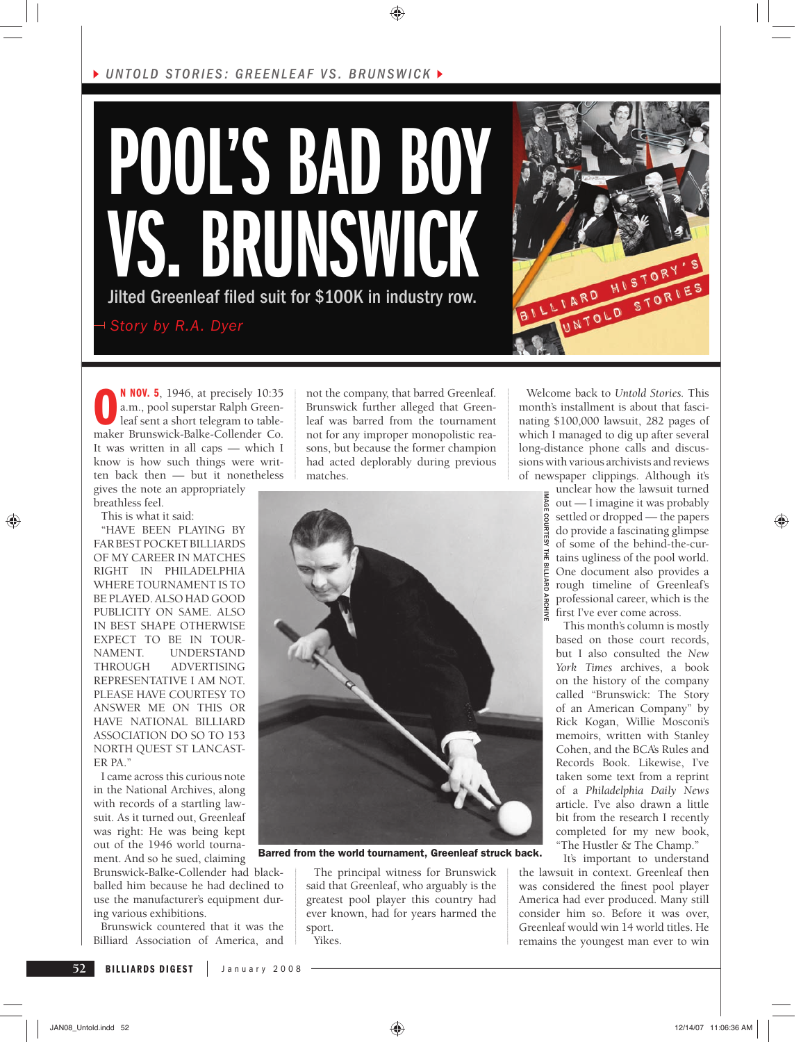UNTOLD STORIES: GREENLEAF VS. BRUNSWICK

# POOL'S BAD BOY VS. BRUNSWICK

Jilted Greenleaf filed suit for $100K in industry row.

*Story by R.A. Dyer*

**ON NOV. 5**, 1946, at precisely 10:35 a.m., pool superstar Ralph Greenleaf sent a short telegram to tablemaker Brunswick-Balke-Collender Co. It was written in all caps — which I know is how such things were written back then — but it nonetheless gives the note an appropriately breathless feel.

This is what it said:

"HAVE BEEN PLAYING BY FAR BEST POCKET BILLIARDS OF MY CAREER IN MATCHES RIGHT IN PHILADELPHIA WHERE TOURNAMENT IS TO BE PLAYED. ALSO HAD GOOD PUBLICITY ON SAME. ALSO IN BEST SHAPE OTHERWISE EXPECT TO BE IN TOURNAMENT. UNDERSTAND THROUGH ADVERTISING REPRESENTATIVE I AM NOT. PLEASE HAVE COURTESY TO ANSWER ME ON THIS OR HAVE NATIONAL BILLIARD ASSOCIATION DO SO TO 153 NORTH QUEST ST LANCASTER PA."

I came across this curious note in the National Archives, along with records of a startling lawsuit. As it turned out, Greenleaf was right: He was being kept out of the 1946 world tournament. And so he sued, claiming Brunswick-Balke-Collender had blackballed him because he had declined to use the manufacturer's equipment during various exhibitions.

Brunswick countered that it was the Billiard Association of America, and not the company, that barred Greenleaf. Brunswick further alleged that Greenleaf was barred from the tournament not for any improper monopolistic reasons, but because the former champion had acted deplorably during previous matches.

IMAGE COURTESY THE BILLIARD ARCHIVE

Barred from the world tournament, Greenleaf struck back.

The principal witness for Brunswick said that Greenleaf, who arguably is the greatest pool player this country had ever known, had for years harmed the sport.

Yikes.

Welcome back to *Untold Stories.* This month's installment is about that fascinating $100,000 lawsuit, 282 pages of which I managed to dig up after several long-distance phone calls and discussions with various archivists and reviews of newspaper clippings. Although it's unclear how the lawsuit turned out — I imagine it was probably settled or dropped — the papers do provide a fascinating glimpse of some of the behind-the-curtains ugliness of the pool world. One document also provides a rough timeline of Greenleaf's professional career, which is the first I've ever come across.

This month's column is mostly based on those court records, but I also consulted the *New York Times* archives, a book on the history of the company called "Brunswick: The Story of an American Company" by Rick Kogan, Willie Mosconi's memoirs, written with Stanley Cohen, and the BCA's Rules and Records Book. Likewise, I've taken some text from a reprint of a *Philadelphia Daily News* article. I've also drawn a little bit from the research I recently completed for my new book, "The Hustler & The Champ."

It's important to understand the lawsuit in context. Greenleaf then was considered the finest pool player America had ever produced. Many still consider him so. Before it was over, Greenleaf would win 14 world titles. He remains the youngest man ever to win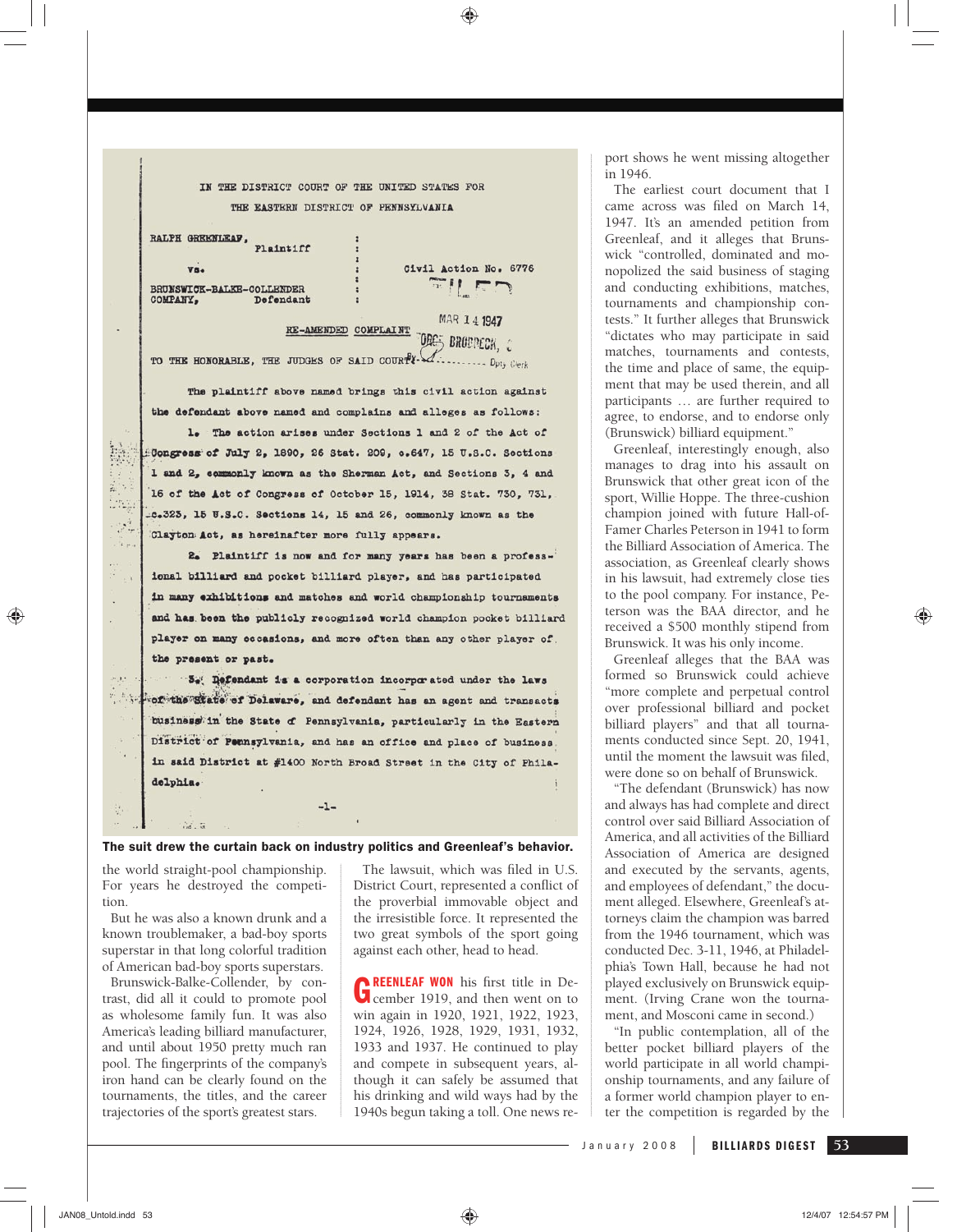IN THE DISTRICT COURT OF THE UNITED STATES FOR

THE EASTERN DISTRICT OF PENNSYLVANIA

RALPH GREENLEAF, Plaintiff

vs.

BRUNSWICK-BALKE-COLLENDER COMPANY, Defendant

Civil Action No. 6776

FILED

MAR 14 1947

RE-AMENDED COMPLAINT

TO THE HONORABLE, THE JUDGES OF SAID COURT:

The plaintiff above named brings this civil action against the defendant above named and complains and alleges as follows:

1. The action arises under Sections 1 and 2 of the Act of Congress of July 2, 1890, 26 Stat. 209, c.647, 15 U.S.C. Sections 1 and 2, commonly known as the Sherman Act, and Sections 3, 4 and 16 of the Act of Congress of October 15, 1914, 38 Stat. 730, 731, c.323, 15 U.S.C. Sections 14, 15 and 26, commonly known as the Clayton Act, as hereinafter more fully appears.

2. Plaintiff is now and for many years has been a professional billiard and pocket billiard player, and has participated in many exhibitions and matches and world championship tournaments and has been the publicly recognized world champion pocket billiard player on many occasions, and more often than any other player of the present or past.

3. Defendant is a corporation incorporated under the laws of the State of Delaware, and defendant has an agent and transacts business in the State of Pennsylvania, particularly in the Eastern District of Pennsylvania, and has an office and place of business in said District at #1400 North Broad Street in the City of Philadelphia.

-1-

**The suit drew the curtain back on industry politics and Greenleaf's behavior.**

the world straight-pool championship. For years he destroyed the competition.

But he was also a known drunk and a known troublemaker, a bad-boy sports superstar in that long colorful tradition of American bad-boy sports superstars.

Brunswick-Balke-Collender, by contrast, did all it could to promote pool as wholesome family fun. It was also America's leading billiard manufacturer, and until about 1950 pretty much ran pool. The fingerprints of the company's iron hand can be clearly found on the tournaments, the titles, and the career trajectories of the sport's greatest stars.

The lawsuit, which was filed in U.S. District Court, represented a conflict of the proverbial immovable object and the irresistible force. It represented the two great symbols of the sport going against each other, head to head.

**GREENLEAF WON** his first title in December 1919, and then went on to win again in 1920, 1921, 1922, 1923, 1924, 1926, 1928, 1929, 1931, 1932, 1933 and 1937. He continued to play and compete in subsequent years, although it can safely be assumed that his drinking and wild ways had by the 1940s begun taking a toll. One news report shows he went missing altogether in 1946.

The earliest court document that I came across was filed on March 14, 1947. It's an amended petition from Greenleaf, and it alleges that Brunswick "controlled, dominated and monopolized the said business of staging and conducting exhibitions, matches, tournaments and championship contests." It further alleges that Brunswick "dictates who may participate in said matches, tournaments and contests, the time and place of same, the equipment that may be used therein, and all participants … are further required to agree, to endorse, and to endorse only (Brunswick) billiard equipment."

Greenleaf, interestingly enough, also manages to drag into his assault on Brunswick that other great icon of the sport, Willie Hoppe. The three-cushion champion joined with future Hall-of-Famer Charles Peterson in 1941 to form the Billiard Association of America. The association, as Greenleaf clearly shows in his lawsuit, had extremely close ties to the pool company. For instance, Peterson was the BAA director, and he received a $500 monthly stipend from Brunswick. It was his only income.

Greenleaf alleges that the BAA was formed so Brunswick could achieve "more complete and perpetual control over professional billiard and pocket billiard players" and that all tournaments conducted since Sept. 20, 1941, until the moment the lawsuit was filed, were done so on behalf of Brunswick.

"The defendant (Brunswick) has now and always has had complete and direct control over said Billiard Association of America, and all activities of the Billiard Association of America are designed and executed by the servants, agents, and employees of defendant," the document alleged. Elsewhere, Greenleaf's attorneys claim the champion was barred from the 1946 tournament, which was conducted Dec. 3-11, 1946, at Philadelphia's Town Hall, because he had not played exclusively on Brunswick equipment. (Irving Crane won the tournament, and Mosconi came in second.)

"In public contemplation, all of the better pocket billiard players of the world participate in all world championship tournaments, and any failure of a former world champion player to enter the competition is regarded by the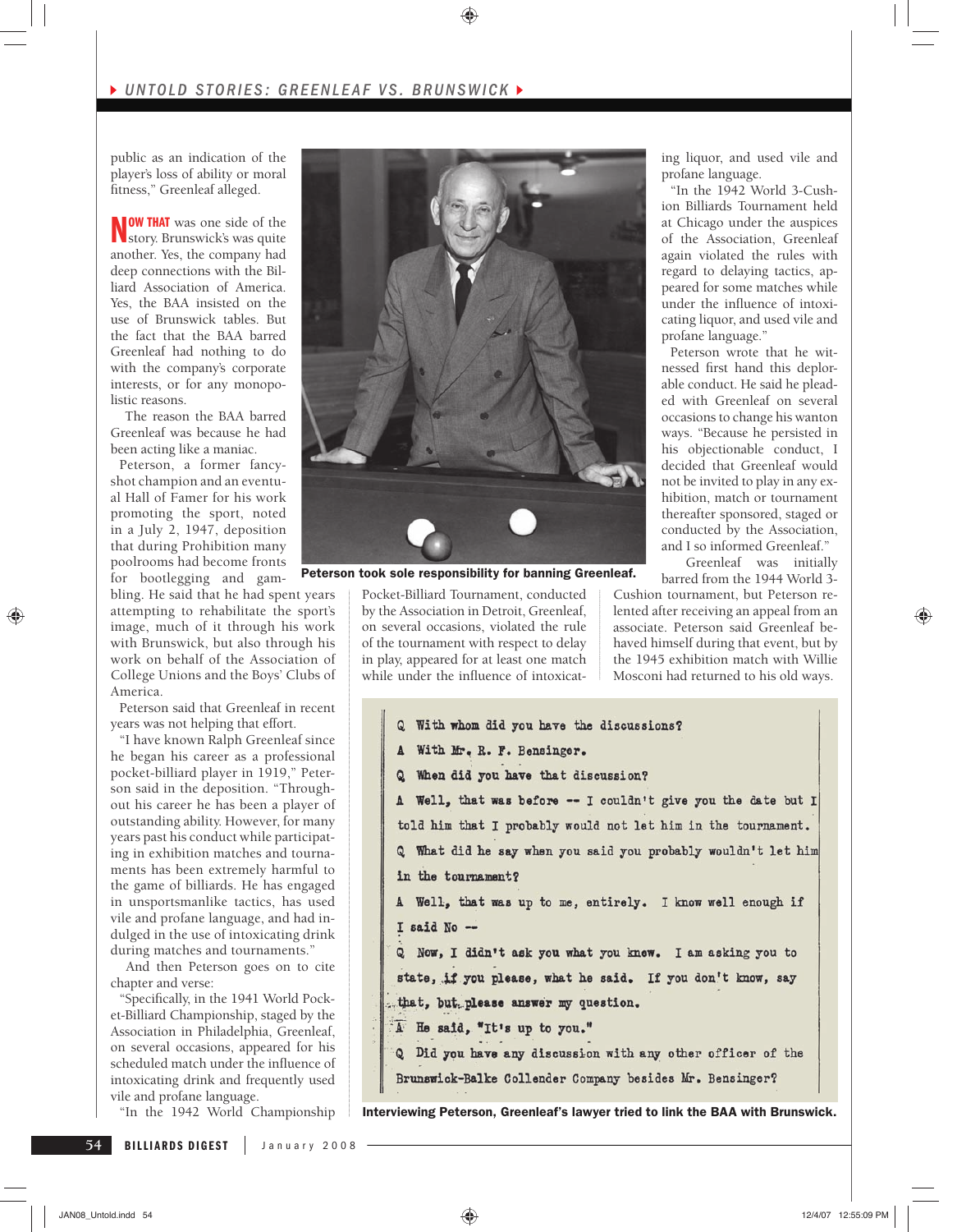public as an indication of the player's loss of ability or moral fitness," Greenleaf alleged.

**NOW THAT** was one side of the story. Brunswick's was quite another. Yes, the company had deep connections with the Billiard Association of America. Yes, the BAA insisted on the use of Brunswick tables. But the fact that the BAA barred Greenleaf had nothing to do with the company's corporate interests, or for any monopolistic reasons.

The reason the BAA barred Greenleaf was because he had been acting like a maniac.

Peterson, a former fancy-shot champion and an eventual Hall of Famer for his work promoting the sport, noted in a July 2, 1947, deposition that during Prohibition many poolrooms had become fronts for bootlegging and gambling. He said that he had spent years attempting to rehabilitate the sport's image, much of it through his work with Brunswick, but also through his work on behalf of the Association of College Unions and the Boys' Clubs of America.

Peterson said that Greenleaf in recent years was not helping that effort.

"I have known Ralph Greenleaf since he began his career as a professional pocket-billiard player in 1919," Peterson said in the deposition. "Throughout his career he has been a player of outstanding ability. However, for many years past his conduct while participating in exhibition matches and tournaments has been extremely harmful to the game of billiards. He has engaged in unsportsmanlike tactics, has used vile and profane language, and had indulged in the use of intoxicating drink during matches and tournaments."

And then Peterson goes on to cite chapter and verse:

"Specifically, in the 1941 World Pocket-Billiard Championship, staged by the Association in Philadelphia, Greenleaf, on several occasions, appeared for his scheduled match under the influence of intoxicating drink and frequently used vile and profane language.

"In the 1942 World Championship Pocket-Billiard Tournament, conducted by the Association in Detroit, Greenleaf, on several occasions, violated the rule of the tournament with respect to delay in play, appeared for at least one match while under the influence of intoxicating liquor, and used vile and profane language.

"In the 1942 World 3-Cushion Billiards Tournament held at Chicago under the auspices of the Association, Greenleaf again violated the rules with regard to delaying tactics, appeared for some matches while under the influence of intoxicating liquor, and used vile and profane language."

Peterson wrote that he witnessed first hand this deplorable conduct. He said he pleaded with Greenleaf on several occasions to change his wanton ways. "Because he persisted in his objectionable conduct, I decided that Greenleaf would not be invited to play in any exhibition, match or tournament thereafter sponsored, staged or conducted by the Association, and I so informed Greenleaf."

Greenleaf was initially barred from the 1944 World 3-Cushion tournament, but Peterson relented after receiving an appeal from an associate. Peterson said Greenleaf behaved himself during that event, but by the 1945 exhibition match with Willie Mosconi had returned to his old ways.

Peterson took sole responsibility for banning Greenleaf.

Q With whom did you have the discussions?

A With Mr. R. F. Bensinger.

Q When did you have that discussion?

A Well, that was before -- I couldn't give you the date but I told him that I probably would not let him in the tournament.

Q What did he say when you said you probably wouldn't let him in the tournament?

A Well, that was up to me, entirely. I know well enough if I said No --

Q Now, I didn't ask you what you knew. I am asking you to state, if you please, what he said. If you don't know, say that, but please answer my question.

A He said, "It's up to you."

Q Did you have any discussion with any other officer of the Brunswick-Balke Collender Company besides Mr. Bensinger?

Interviewing Peterson, Greenleaf's lawyer tried to link the BAA with Brunswick.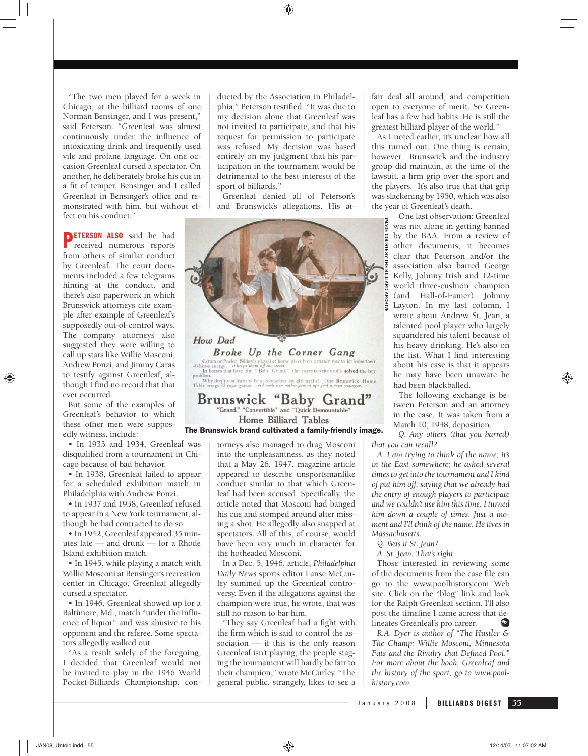"The two men played for a week in Chicago, at the billiard rooms of one Norman Bensinger, and I was present," said Peterson. "Greenleaf was almost continuously under the influence of intoxicating drink and frequently used vile and profane language. On one occasion Greenleaf cursed a spectator. On another, he deliberately broke his cue in a fit of temper. Bensinger and I called Greenleaf in Bensinger's office and remonstrated with him, but without effect on his conduct."

**PETERSON ALSO** said he had received numerous reports from others of similar conduct by Greenleaf. The court documents included a few telegrams hinting at the conduct, and there's also paperwork in which Brunswick attorneys cite example after example of Greenleaf's supposedly out-of-control ways. The company attorneys also suggested they were willing to call up stars like Willie Mosconi, Andrew Ponzi, and Jimmy Caras to testify against Greenleaf, although I find no record that that ever occurred.

But some of the examples of Greenleaf's behavior to which these other men were supposedly witness, include:

- In 1933 and 1934, Greenleaf was disqualified from a tournament in Chicago because of bad behavior.
- In 1938, Greenleaf failed to appear for a scheduled exhibition match in Philadelphia with Andrew Ponzi.
- In 1937 and 1938, Greenleaf refused to appear in a New York tournament, although he had contracted to do so.
- In 1942, Greenleaf appeared 35 minutes late — and drunk — for a Rhode Island exhibition match.
- In 1945, while playing a match with Willie Mosconi at Bensinger's recreation center in Chicago, Greenleaf allegedly cursed a spectator.
- In 1946, Greenleaf showed up for a Baltimore, Md., match "under the influence of liquor" and was abusive to his opponent and the referee. Some spectators allegedly walked out.

"As a result solely of the foregoing, I decided that Greenleaf would not be invited to play in the 1946 World Pocket-Billiards Championship, conducted by the Association in Philadelphia," Peterson testified. "It was due to my decision alone that Greenleaf was not invited to participate, and that his request for permission to participate was refused. My decision was based entirely on my judgment that his participation in the tournament would be detrimental to the best interests of the sport of billiards."

Greenleaf denied all of Peterson's and Brunswick's allegations. His attorneys also managed to drag Mosconi into the unpleasantness, as they noted that a May 26, 1947, magazine article appeared to describe unsportsmanlike conduct similar to that which Greenleaf had been accused. Specifically, the article noted that Mosconi had banged his cue and stomped around after missing a shot. He allegedly also snapped at spectators. All of this, of course, would have been very much in character for the hotheaded Mosconi.

In a Dec. 5, 1946, article, *Philadelphia Daily News* sports editor Lanse McCurley summed up the Greenleaf controversy. Even if the allegations against the champion were true, he wrote, that was still no reason to bar him.

"They say Greenleaf had a fight with the firm which is said to control the association — if this is the only reason Greenleaf isn't playing, the people staging the tournament will hardly be fair to their champion," wrote McCurley. "The general public, strangely, likes to see a fair deal all around, and competition open to everyone of merit. So Greenleaf has a few bad habits. He is still the greatest billiard player of the world."

How Dad Broke Up the Corner Gang

Carom or Pocket Billiards played at home gives boys a manly way to let loose their 40-horse energy. *It keeps them off the street.*

In homes that have the "Baby Grand," the parents write us it's **solved** the boy problem.

Why don't you learn to be a robust boy or girl again! One Brunswick Home Table brings 33 royal games—*and each one makes grown-ups feel a year younger.*

Brunswick "Baby Grand"

"Grand," "Convertible" and "Quick Demountable"

Home Billiard Tables

IMAGE COURTESY THE BILLIARD ARCHIVE

**The Brunswick brand cultivated a family-friendly image.**

As I noted earlier, it's unclear how all this turned out. One thing is certain, however. Brunswick and the industry group did maintain, at the time of the lawsuit, a firm grip over the sport and the players. It's also true that that grip was slackening by 1950, which was also the year of Greenleaf's death.

One last observation: Greenleaf was not alone in getting banned by the BAA. From a review of other documents, it becomes clear that Peterson and/or the association also barred George Kelly, Johnny Irish and 12-time world three-cushion champion (and Hall-of-Famer) Johnny Layton. In my last column, I wrote about Andrew St. Jean, a talented pool player who largely squandered his talent because of his heavy drinking. He's also on the list. What I find interesting about his case is that it appears he may have been unaware he had been blackballed.

The following exchange is between Peterson and an attorney in the case. It was taken from a March 10, 1948, deposition.

*Q. Any others (that you barred) that you can recall?*

*A. I am trying to think of the name; it's in the East somewhere; he asked several times to get into the tournament and I kind of put him off, saying that we already had the entry of enough players to participate and we couldn't use him this time. I turned him down a couple of times. Just a moment and I'll think of the name. He lives in Massachusetts.*

*Q. Was it St. Jean?*

*A. St. Jean. That's right.*

Those interested in reviewing some of the documents from the case file can go to the www.poolhistory.com Web site. Click on the "blog" link and look for the Ralph Greenleaf section. I'll also post the timeline I came across that delineates Greenleaf's pro career.

*R.A. Dyer is author of "The Hustler & The Champ: Willie Mosconi, Minnesota Fats and the Rivalry that Defined Pool." For more about the book, Greenleaf and the history of the sport, go to www.poolhistory.com.*